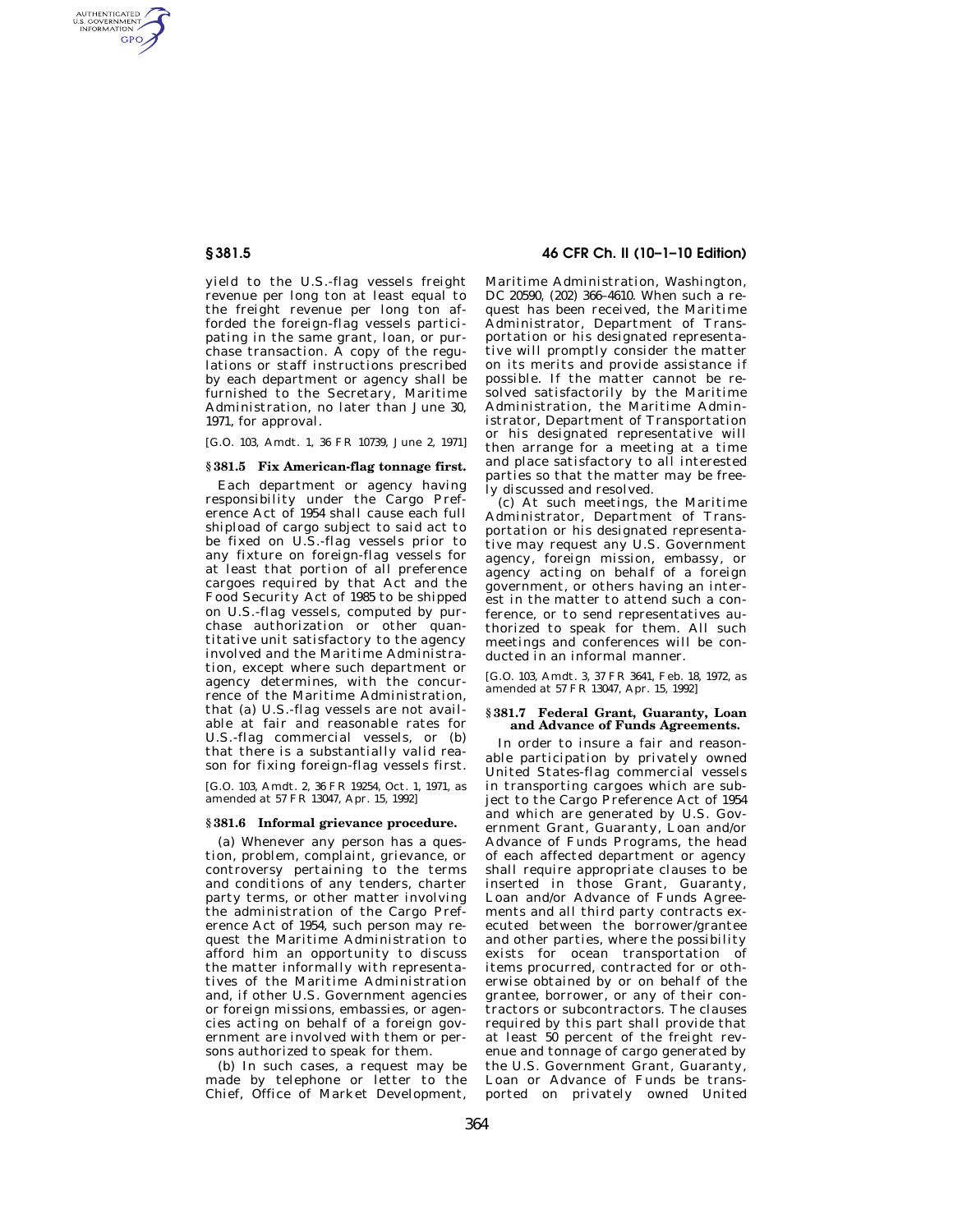yield to the U.S.-flag vessels freight revenue per long ton at least equal to the freight revenue per long ton afforded the foreign-flag vessels participating in the same grant, loan, or purchase transaction. A copy of the regulations or staff instructions prescribed by each department or agency shall be furnished to the Secretary, Maritime Administration, no later than June 30, 1971, for approval.

[G.O. 103, Amdt. 1, 36 FR 10739, June 2, 1971]

### § 381.5 Fix American-flag tonnage first.

Each department or agency having responsibility under the Cargo Preference Act of 1954 shall cause each full shipload of cargo subject to said act to be fixed on U.S.-flag vessels prior to any fixture on foreign-flag vessels for at least that portion of all preference cargoes required by that Act and the Food Security Act of 1985 to be shipped on U.S.-flag vessels, computed by purchase authorization or other quantitative unit satisfactory to the agency involved and the Maritime Administration, except where such department or agency determines, with the concurrence of the Maritime Administration, that (a) U.S.-flag vessels are not available at fair and reasonable rates for U.S.-flag commercial vessels, or (b) that there is a substantially valid reason for fixing foreign-flag vessels first.

[G.O. 103, Amdt. 2, 36 FR 19254, Oct. 1, 1971, as amended at 57 FR 13047, Apr. 15, 1992]

### § 381.6 Informal grievance procedure.

(a) Whenever any person has a question, problem, complaint, grievance, or controversy pertaining to the terms and conditions of any tenders, charter party terms, or other matter involving the administration of the Cargo Preference Act of 1954, such person may request the Maritime Administration to afford him an opportunity to discuss the matter informally with representatives of the Maritime Administration and, if other U.S. Government agencies or foreign missions, embassies, or agencies acting on behalf of a foreign government are involved with them or persons authorized to speak for them.

(b) In such cases, a request may be made by telephone or letter to the Chief, Office of Market Development, Maritime Administration, Washington, DC 20590, (202) 366-4610. When such a request has been received, the Maritime Administrator, Department of Transportation or his designated representative will promptly consider the matter on its merits and provide assistance if possible. If the matter cannot be resolved satisfactorily by the Maritime Administration, the Maritime Administrator, Department of Transportation or his designated representative will then arrange for a meeting at a time and place satisfactory to all interested parties so that the matter may be freely discussed and resolved.

(c) At such meetings, the Maritime Administrator, Department of Transportation or his designated representative may request any U.S. Government agency, foreign mission, embassy, or agency acting on behalf of a foreign government, or others having an interest in the matter to attend such a conference, or to send representatives authorized to speak for them. All such meetings and conferences will be conducted in an informal manner.

[G.O. 103, Amdt. 3, 37 FR 3641, Feb. 18, 1972, as amended at 57 FR 13047, Apr. 15, 1992]

### § 381.7 Federal Grant, Guaranty, Loan and Advance of Funds Agreements.

In order to insure a fair and reasonable participation by privately owned United States-flag commercial vessels in transporting cargoes which are subject to the Cargo Preference Act of 1954 and which are generated by U.S. Government Grant, Guaranty, Loan and/or Advance of Funds Programs, the head of each affected department or agency shall require appropriate clauses to be inserted in those Grant, Guaranty, Loan and/or Advance of Funds Agreements and all third party contracts executed between the borrower/grantee and other parties, where the possibility exists for ocean transportation of items procured, contracted for or otherwise obtained by or on behalf of the grantee, borrower, or any of their contractors or subcontractors. The clauses required by this part shall provide that at least 50 percent of the freight revenue and tonnage of cargo generated by the U.S. Government Grant, Guaranty, Loan or Advance of Funds be transported on privately owned United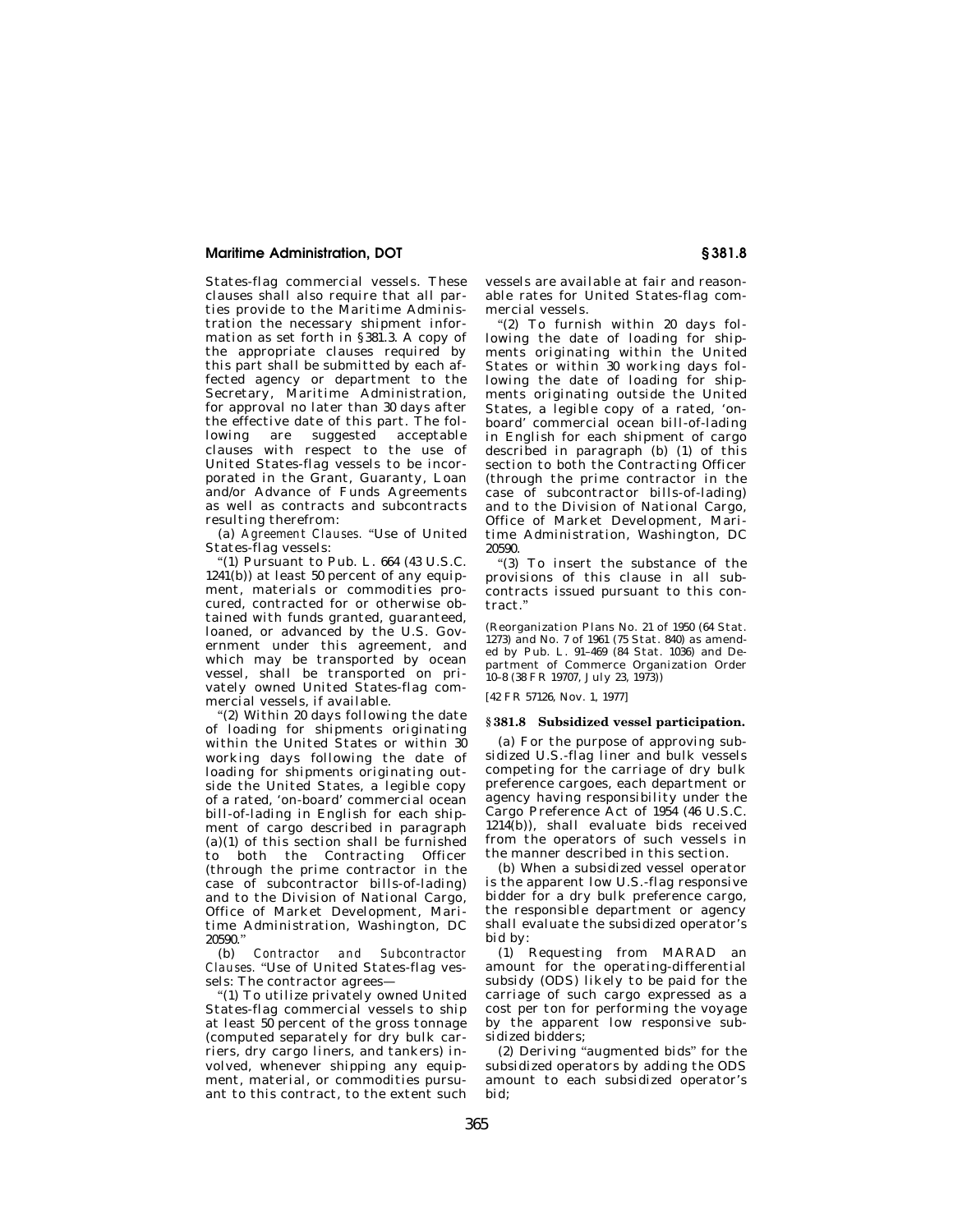States-flag commercial vessels. These clauses shall also require that all parties provide to the Maritime Administration the necessary shipment information as set forth in §381.3. A copy of the appropriate clauses required by this part shall be submitted by each affected agency or department to the Secretary, Maritime Administration, for approval no later than 30 days after the effective date of this part. The following are suggested acceptable clauses with respect to the use of United States-flag vessels to be incorporated in the Grant, Guaranty, Loan and/or Advance of Funds Agreements as well as contracts and subcontracts resulting therefrom:

(a) *Agreement Clauses.* "Use of United States-flag vessels:

"(1) Pursuant to Pub. L. 664 (43 U.S.C. 1241(b)) at least 50 percent of any equipment, materials or commodities procured, contracted for or otherwise obtained with funds granted, guaranteed, loaned, or advanced by the U.S. Government under this agreement, and which may be transported by ocean vessel, shall be transported on privately owned United States-flag commercial vessels, if available.

"(2) Within 20 days following the date of loading for shipments originating within the United States or within 30 working days following the date of loading for shipments originating outside the United States, a legible copy of a rated, 'on-board' commercial ocean bill-of-lading in English for each shipment of cargo described in paragraph (a)(1) of this section shall be furnished to both the Contracting Officer (through the prime contractor in the case of subcontractor bills-of-lading) and to the Division of National Cargo, Office of Market Development, Maritime Administration, Washington, DC 20590."

(b) *Contractor and Subcontractor Clauses.* "Use of United States-flag vessels: The contractor agrees—

"(1) To utilize privately owned United States-flag commercial vessels to ship at least 50 percent of the gross tonnage (computed separately for dry bulk carriers, dry cargo liners, and tankers) involved, whenever shipping any equipment, material, or commodities pursuant to this contract, to the extent such vessels are available at fair and reasonable rates for United States-flag commercial vessels.

"(2) To furnish within 20 days following the date of loading for shipments originating within the United States or within 30 working days following the date of loading for shipments originating outside the United States, a legible copy of a rated, 'on-board' commercial ocean bill-of-lading in English for each shipment of cargo described in paragraph (b) (1) of this section to both the Contracting Officer (through the prime contractor in the case of subcontractor bills-of-lading) and to the Division of National Cargo, Office of Market Development, Maritime Administration, Washington, DC 20590.

"(3) To insert the substance of the provisions of this clause in all subcontracts issued pursuant to this contract."

(Reorganization Plans No. 21 of 1950 (64 Stat. 1273) and No. 7 of 1961 (75 Stat. 840) as amended by Pub. L. 91–469 (84 Stat. 1036) and Department of Commerce Organization Order 10–8 (38 FR 19707, July 23, 1973))

[42 FR 57126, Nov. 1, 1977]

## §381.8 Subsidized vessel participation.

(a) For the purpose of approving subsidized U.S.-flag liner and bulk vessels competing for the carriage of dry bulk preference cargoes, each department or agency having responsibility under the Cargo Preference Act of 1954 (46 U.S.C. 1214(b)), shall evaluate bids received from the operators of such vessels in the manner described in this section.

(b) When a subsidized vessel operator is the apparent low U.S.-flag responsive bidder for a dry bulk preference cargo, the responsible department or agency shall evaluate the subsidized operator's bid by:

(1) Requesting from MARAD an amount for the operating-differential subsidy (ODS) likely to be paid for the carriage of such cargo expressed as a cost per ton for performing the voyage by the apparent low responsive subsidized bidders;

(2) Deriving "augmented bids" for the subsidized operators by adding the ODS amount to each subsidized operator's bid;